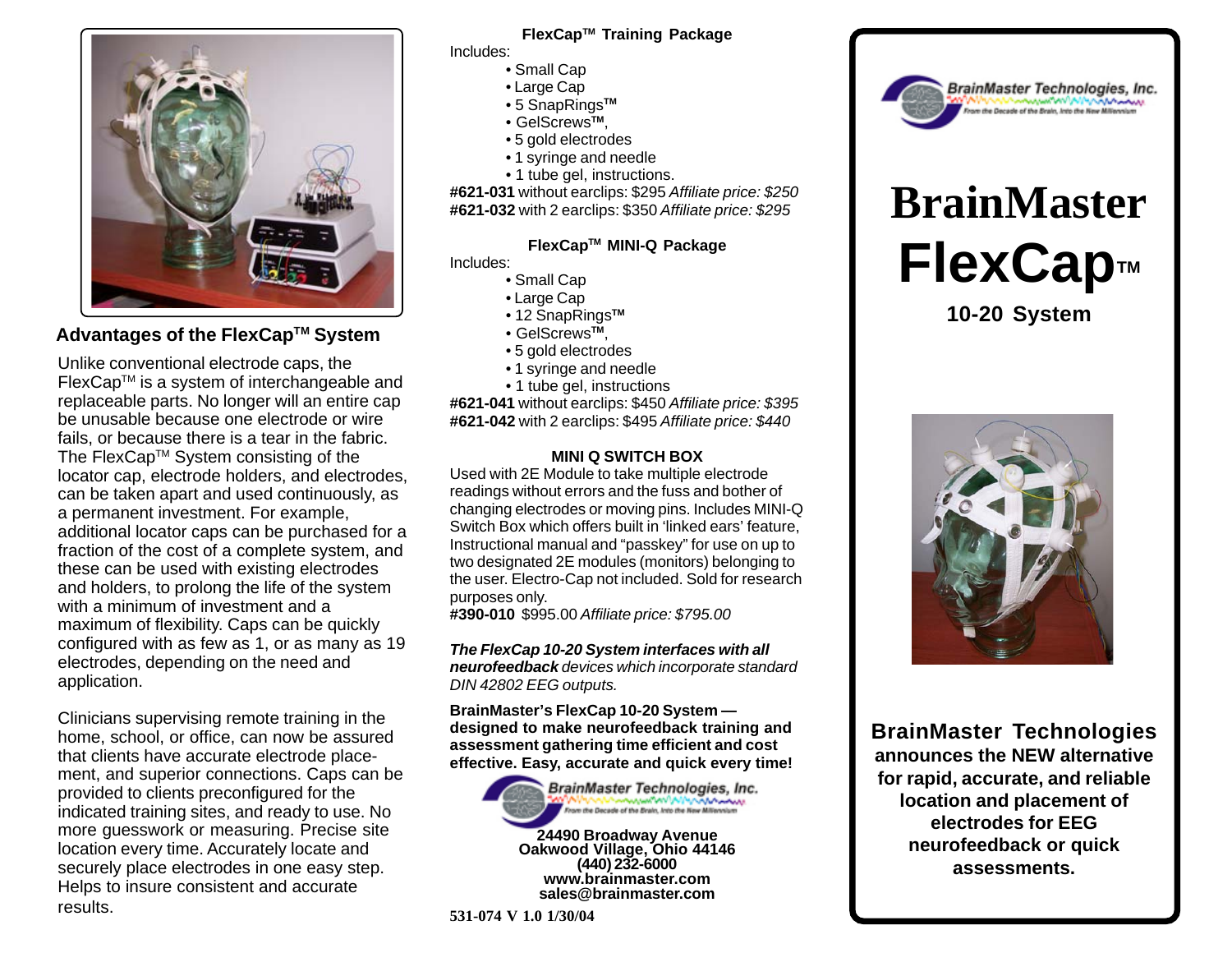## Advantages of the FlexCap™ System

Unlike conventional electrode caps, the FlexCap™ is a system of interchangeable and replaceable parts. No longer will an entire cap be unusable because one electrode or wire fails, or because there is a tear in the fabric. The FlexCap™ System consisting of the locator cap, electrode holders, and electrodes, can be taken apart and used continuously, as a permanent investment. For example, additional locator caps can be purchased for a fraction of the cost of a complete system, and these can be used with existing electrodes and holders, to prolong the life of the system with a minimum of investment and a maximum of flexibility. Caps can be quickly configured with as few as 1, or as many as 19 electrodes, depending on the need and application.

Clinicians supervising remote training in the home, school, or office, can now be assured that clients have accurate electrode placement, and superior connections. Caps can be provided to clients preconfigured for the indicated training sites, and ready to use. No more guesswork or measuring. Precise site location every time. Accurately locate and securely place electrodes in one easy step. Helps to insure consistent and accurate results.

### FlexCap™ Training Package

Includes:

- Small Cap
- Large Cap
- 5 SnapRings™
- GelScrews™,
- 5 gold electrodes
- 1 syringe and needle
- 1 tube gel, instructions.

**#621-031** without earclips: $295 *Affiliate price: $250*
**#621-032** with 2 earclips: $350 *Affiliate price: $295*

### FlexCap™ MINI-Q Package

Includes:

- Small Cap
- Large Cap
- 12 SnapRings™
- GelScrews™,
- 5 gold electrodes
- 1 syringe and needle
- 1 tube gel, instructions

**#621-041** without earclips: $450 *Affiliate price: $395*
**#621-042** with 2 earclips: $495 *Affiliate price: $440*

### MINI Q SWITCH BOX

Used with 2E Module to take multiple electrode readings without errors and the fuss and bother of changing electrodes or moving pins. Includes MINI-Q Switch Box which offers built in 'linked ears' feature, Instructional manual and "passkey" for use on up to two designated 2E modules (monitors) belonging to the user. Electro-Cap not included. Sold for research purposes only.
**#390-010** $995.00 *Affiliate price: $795.00*

***The FlexCap 10-20 System interfaces with all neurofeedback*** *devices which incorporate standard DIN 42802 EEG outputs.*

**BrainMaster's FlexCap 10-20 System — designed to make neurofeedback training and assessment gathering time efficient and cost effective. Easy, accurate and quick every time!**

BrainMaster Technologies, Inc.
From the Decade of the Brain, Into the New Millennium

**24490 Broadway Avenue**
**Oakwood Village, Ohio 44146**
**(440) 232-6000**
**www.brainmaster.com**
**sales@brainmaster.com**

**531-074 V 1.0 1/30/04**

BrainMaster Technologies, Inc.
From the Decade of the Brain, Into the New Millennium

# BrainMaster FlexCap™

## 10-20 System

**BrainMaster Technologies announces the NEW alternative for rapid, accurate, and reliable location and placement of electrodes for EEG neurofeedback or quick assessments.**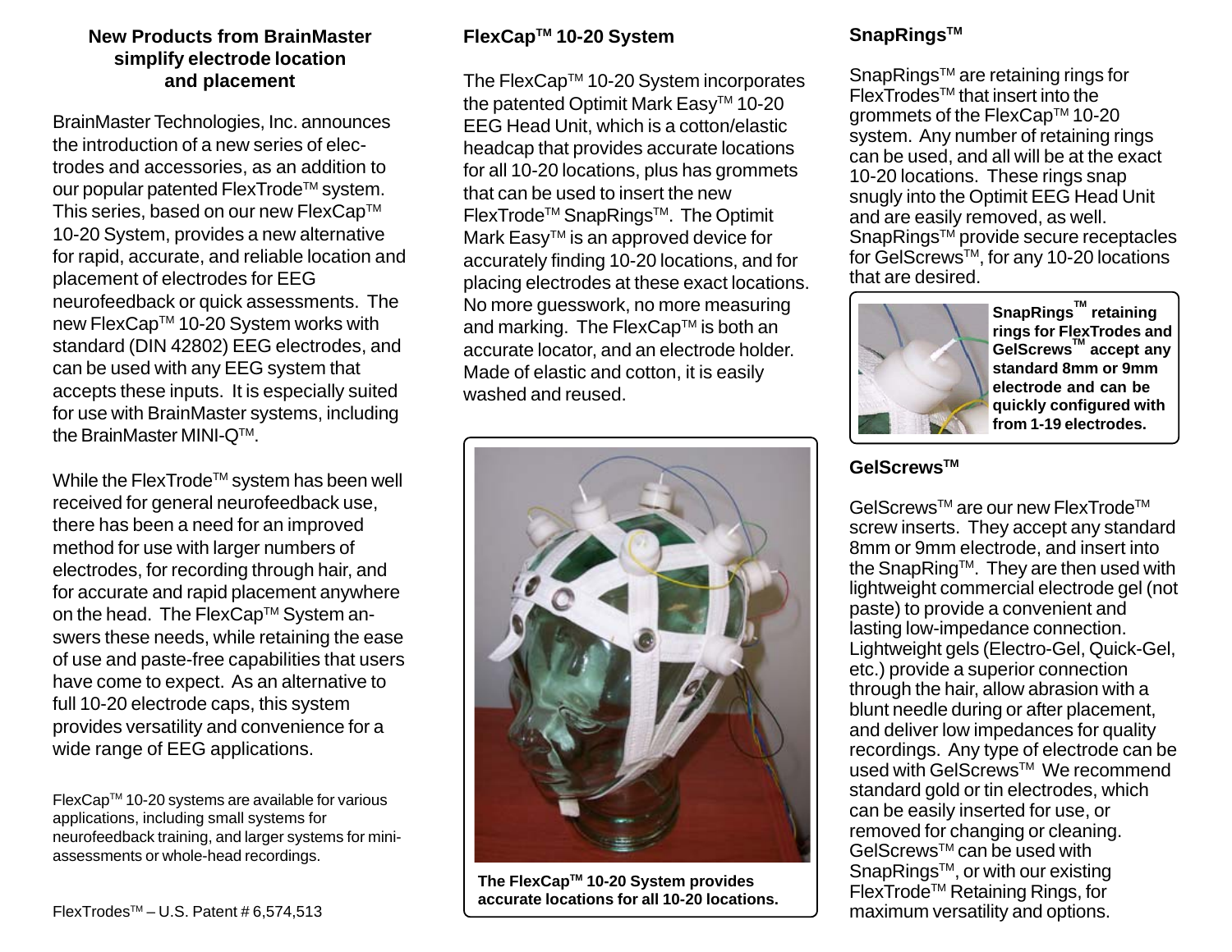**New Products from BrainMaster simplify electrode location and placement**

BrainMaster Technologies, Inc. announces the introduction of a new series of electrodes and accessories, as an addition to our popular patented FlexTrode™ system. This series, based on our new FlexCap™ 10-20 System, provides a new alternative for rapid, accurate, and reliable location and placement of electrodes for EEG neurofeedback or quick assessments. The new FlexCap™ 10-20 System works with standard (DIN 42802) EEG electrodes, and can be used with any EEG system that accepts these inputs. It is especially suited for use with BrainMaster systems, including the BrainMaster MINI-Q™.

While the FlexTrode™ system has been well received for general neurofeedback use, there has been a need for an improved method for use with larger numbers of electrodes, for recording through hair, and for accurate and rapid placement anywhere on the head. The FlexCap™ System answers these needs, while retaining the ease of use and paste-free capabilities that users have come to expect. As an alternative to full 10-20 electrode caps, this system provides versatility and convenience for a wide range of EEG applications.

FlexCap™ 10-20 systems are available for various applications, including small systems for neurofeedback training, and larger systems for mini-assessments or whole-head recordings.

FlexTrodes™ – U.S. Patent # 6,574,513

**FlexCap™ 10-20 System**

The FlexCap™ 10-20 System incorporates the patented Optimit Mark Easy™ 10-20 EEG Head Unit, which is a cotton/elastic headcap that provides accurate locations for all 10-20 locations, plus has grommets that can be used to insert the new FlexTrode™ SnapRings™. The Optimit Mark Easy™ is an approved device for accurately finding 10-20 locations, and for placing electrodes at these exact locations. No more guesswork, no more measuring and marking. The FlexCap™ is both an accurate locator, and an electrode holder. Made of elastic and cotton, it is easily washed and reused.

**The FlexCap™ 10-20 System provides accurate locations for all 10-20 locations.**

**SnapRings™**

SnapRings™ are retaining rings for FlexTrodes™ that insert into the grommets of the FlexCap™ 10-20 system. Any number of retaining rings can be used, and all will be at the exact 10-20 locations. These rings snap snugly into the Optimit EEG Head Unit and are easily removed, as well. SnapRings™ provide secure receptacles for GelScrews™, for any 10-20 locations that are desired.

**SnapRings™ retaining rings for FlexTrodes and GelScrews™ accept any standard 8mm or 9mm electrode and can be quickly configured with from 1-19 electrodes.**

**GelScrews™**

GelScrews™ are our new FlexTrode™ screw inserts. They accept any standard 8mm or 9mm electrode, and insert into the SnapRing™. They are then used with lightweight commercial electrode gel (not paste) to provide a convenient and lasting low-impedance connection. Lightweight gels (Electro-Gel, Quick-Gel, etc.) provide a superior connection through the hair, allow abrasion with a blunt needle during or after placement, and deliver low impedances for quality recordings. Any type of electrode can be used with GelScrews™ We recommend standard gold or tin electrodes, which can be easily inserted for use, or removed for changing or cleaning. GelScrews™ can be used with SnapRings™, or with our existing FlexTrode™ Retaining Rings, for maximum versatility and options.